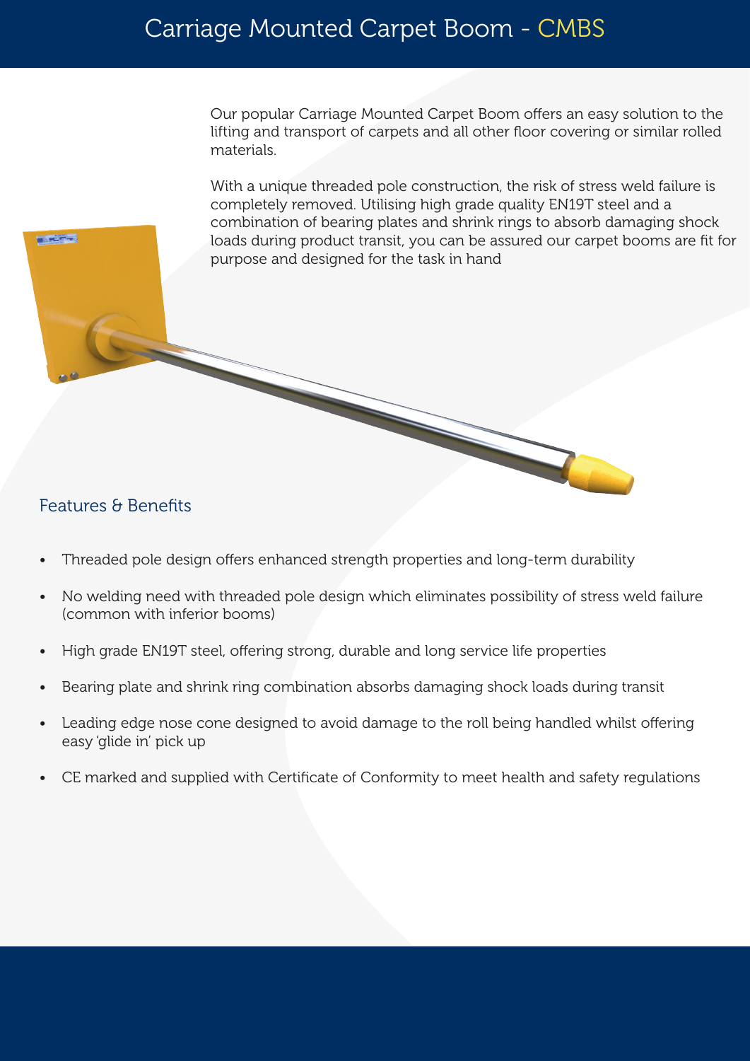# Carriage Mounted Carpet Boom - CMBS

Our popular Carriage Mounted Carpet Boom offers an easy solution to the lifting and transport of carpets and all other floor covering or similar rolled materials.

With a unique threaded pole construction, the risk of stress weld failure is completely removed. Utilising high grade quality EN19T steel and a combination of bearing plates and shrink rings to absorb damaging shock loads during product transit, you can be assured our carpet booms are fit for purpose and designed for the task in hand

## Features & Benefits

- Threaded pole design offers enhanced strength properties and long-term durability
- No welding need with threaded pole design which eliminates possibility of stress weld failure (common with inferior booms)
- High grade EN19T steel, offering strong, durable and long service life properties
- Bearing plate and shrink ring combination absorbs damaging shock loads during transit
- Leading edge nose cone designed to avoid damage to the roll being handled whilst offering easy 'glide in' pick up
- CE marked and supplied with Certificate of Conformity to meet health and safety regulations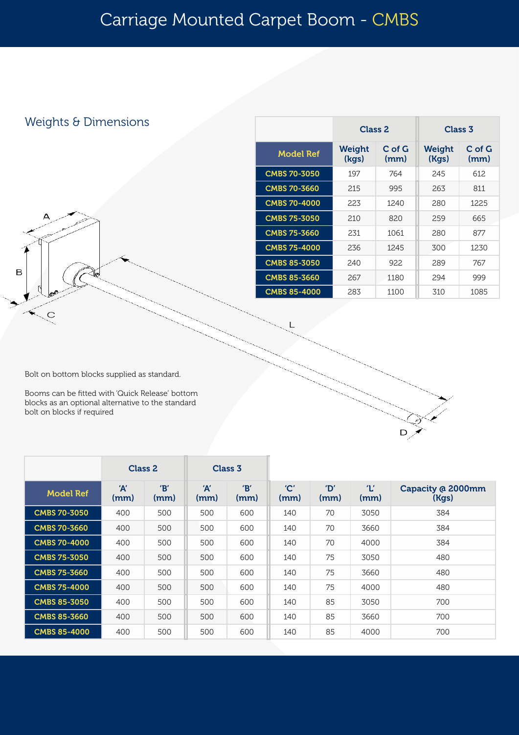# Carriage Mounted Carpet Boom - CMBS

## Weights & Dimensions

| | Class 2 | | Class 3 | |
|---|---|---|---|---|
| Model Ref | Weight (kgs) | C of G (mm) | Weight (Kgs) | C of G (mm) |
| CMBS 70-3050 | 197 | 764 | 245 | 612 |
| CMBS 70-3660 | 215 | 995 | 263 | 811 |
| CMBS 70-4000 | 223 | 1240 | 280 | 1225 |
| CMBS 75-3050 | 210 | 820 | 259 | 665 |
| CMBS 75-3660 | 231 | 1061 | 280 | 877 |
| CMBS 75-4000 | 236 | 1245 | 300 | 1230 |
| CMBS 85-3050 | 240 | 922 | 289 | 767 |
| CMBS 85-3660 | 267 | 1180 | 294 | 999 |
| CMBS 85-4000 | 283 | 1100 | 310 | 1085 |

A

B

C

L

D

Bolt on bottom blocks supplied as standard.

Booms can be fitted with 'Quick Release' bottom blocks as an optional alternative to the standard bolt on blocks if required

| | Class 2 | | Class 3 | | | | | |
|---|---|---|---|---|---|---|---|---|
| Model Ref | 'A' (mm) | 'B' (mm) | 'A' (mm) | 'B' (mm) | 'C' (mm) | 'D' (mm) | 'L' (mm) | Capacity @ 2000mm (Kgs) |
| CMBS 70-3050 | 400 | 500 | 500 | 600 | 140 | 70 | 3050 | 384 |
| CMBS 70-3660 | 400 | 500 | 500 | 600 | 140 | 70 | 3660 | 384 |
| CMBS 70-4000 | 400 | 500 | 500 | 600 | 140 | 70 | 4000 | 384 |
| CMBS 75-3050 | 400 | 500 | 500 | 600 | 140 | 75 | 3050 | 480 |
| CMBS 75-3660 | 400 | 500 | 500 | 600 | 140 | 75 | 3660 | 480 |
| CMBS 75-4000 | 400 | 500 | 500 | 600 | 140 | 75 | 4000 | 480 |
| CMBS 85-3050 | 400 | 500 | 500 | 600 | 140 | 85 | 3050 | 700 |
| CMBS 85-3660 | 400 | 500 | 500 | 600 | 140 | 85 | 3660 | 700 |
| CMBS 85-4000 | 400 | 500 | 500 | 600 | 140 | 85 | 4000 | 700 |